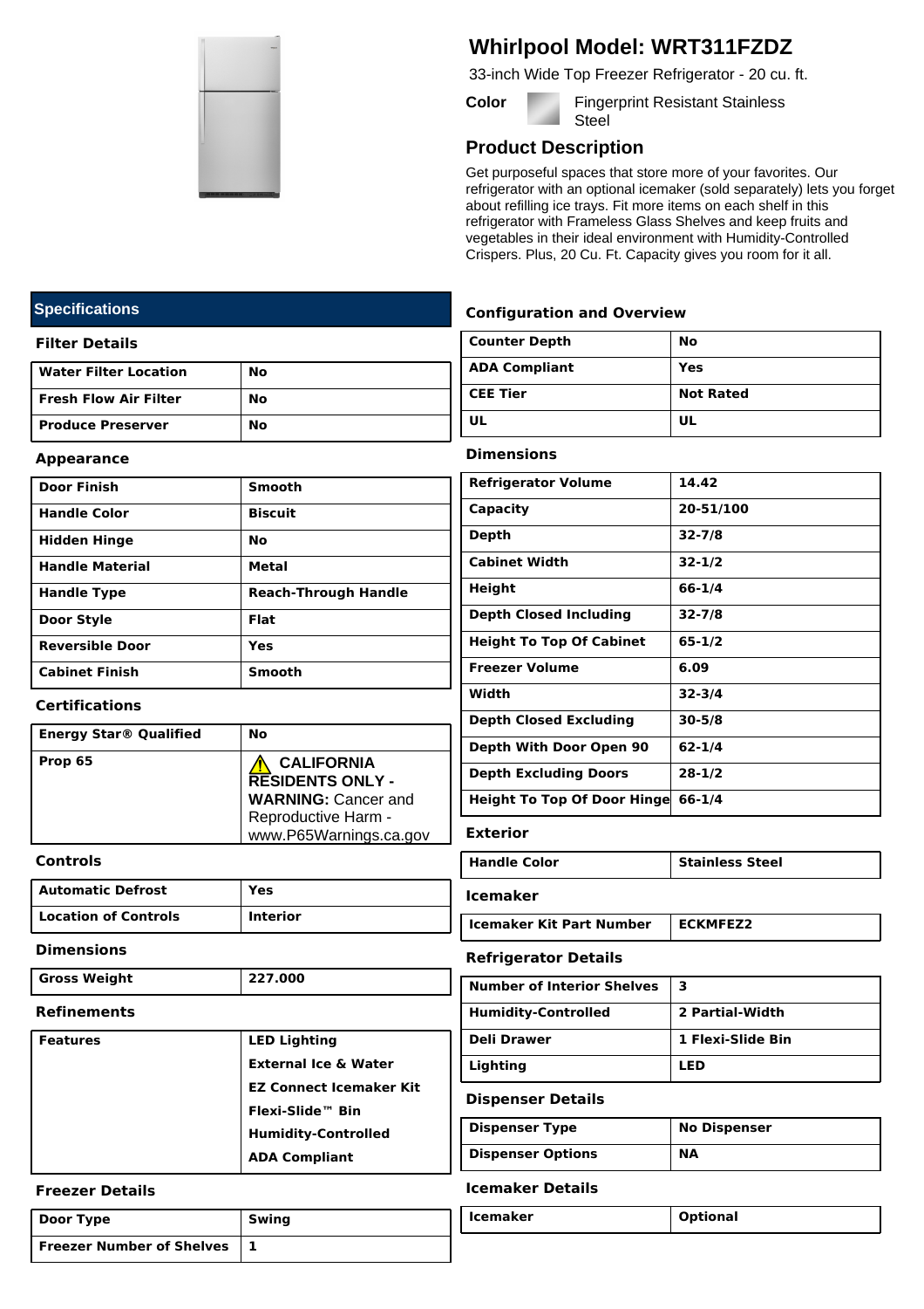# Whirlpool Model: WRT311FZDZ

33-inch Wide Top Freezer Refrigerator - 20 cu. ft.

**Color** Fingerprint Resistant Stainless Steel

## Product Description

Get purposeful spaces that store more of your favorites. Our refrigerator with an optional icemaker (sold separately) lets you forget about refilling ice trays. Fit more items on each shelf in this refrigerator with Frameless Glass Shelves and keep fruits and vegetables in their ideal environment with Humidity-Controlled Crispers. Plus, 20 Cu. Ft. Capacity gives you room for it all.

## Specifications

### Filter Details

| | |
|---|---|
| **Water Filter Location** | **No** |
| **Fresh Flow Air Filter** | **No** |
| **Produce Preserver** | **No** |

### Appearance

| | |
|---|---|
| **Door Finish** | **Smooth** |
| **Handle Color** | **Biscuit** |
| **Hidden Hinge** | **No** |
| **Handle Material** | **Metal** |
| **Handle Type** | **Reach-Through Handle** |
| **Door Style** | **Flat** |
| **Reversible Door** | **Yes** |
| **Cabinet Finish** | **Smooth** |

### Certifications

| | |
|---|---|
| **Energy Star® Qualified** | **No** |
| **Prop 65** | ⚠ **CALIFORNIA RESIDENTS ONLY - WARNING:** Cancer and Reproductive Harm - www.P65Warnings.ca.gov |

### Controls

| | |
|---|---|
| **Automatic Defrost** | **Yes** |
| **Location of Controls** | **Interior** |

### Dimensions

| | |
|---|---|
| **Gross Weight** | **227.000** |

### Refinements

| | |
|---|---|
| **Features** | **LED Lighting**<br>**External Ice & Water**<br>**EZ Connect Icemaker Kit**<br>**Flexi-Slide™ Bin**<br>**Humidity-Controlled**<br>**ADA Compliant** |

### Freezer Details

| | |
|---|---|
| **Door Type** | **Swing** |
| **Freezer Number of Shelves** | **1** |

### Configuration and Overview

| | |
|---|---|
| **Counter Depth** | **No** |
| **ADA Compliant** | **Yes** |
| **CEE Tier** | **Not Rated** |
| **UL** | **UL** |

### Dimensions

| | |
|---|---|
| **Refrigerator Volume** | **14.42** |
| **Capacity** | **20-51/100** |
| **Depth** | **32-7/8** |
| **Cabinet Width** | **32-1/2** |
| **Height** | **66-1/4** |
| **Depth Closed Including** | **32-7/8** |
| **Height To Top Of Cabinet** | **65-1/2** |
| **Freezer Volume** | **6.09** |
| **Width** | **32-3/4** |
| **Depth Closed Excluding** | **30-5/8** |
| **Depth With Door Open 90** | **62-1/4** |
| **Depth Excluding Doors** | **28-1/2** |
| **Height To Top Of Door Hinge** | **66-1/4** |

### Exterior

| | |
|---|---|
| **Handle Color** | **Stainless Steel** |

### Icemaker

| | |
|---|---|
| **Icemaker Kit Part Number** | **ECKMFEZ2** |

### Refrigerator Details

| | |
|---|---|
| **Number of Interior Shelves** | **3** |
| **Humidity-Controlled** | **2 Partial-Width** |
| **Deli Drawer** | **1 Flexi-Slide Bin** |
| **Lighting** | **LED** |

### Dispenser Details

| | |
|---|---|
| **Dispenser Type** | **No Dispenser** |
| **Dispenser Options** | **NA** |

### Icemaker Details

| | |
|---|---|
| **Icemaker** | **Optional** |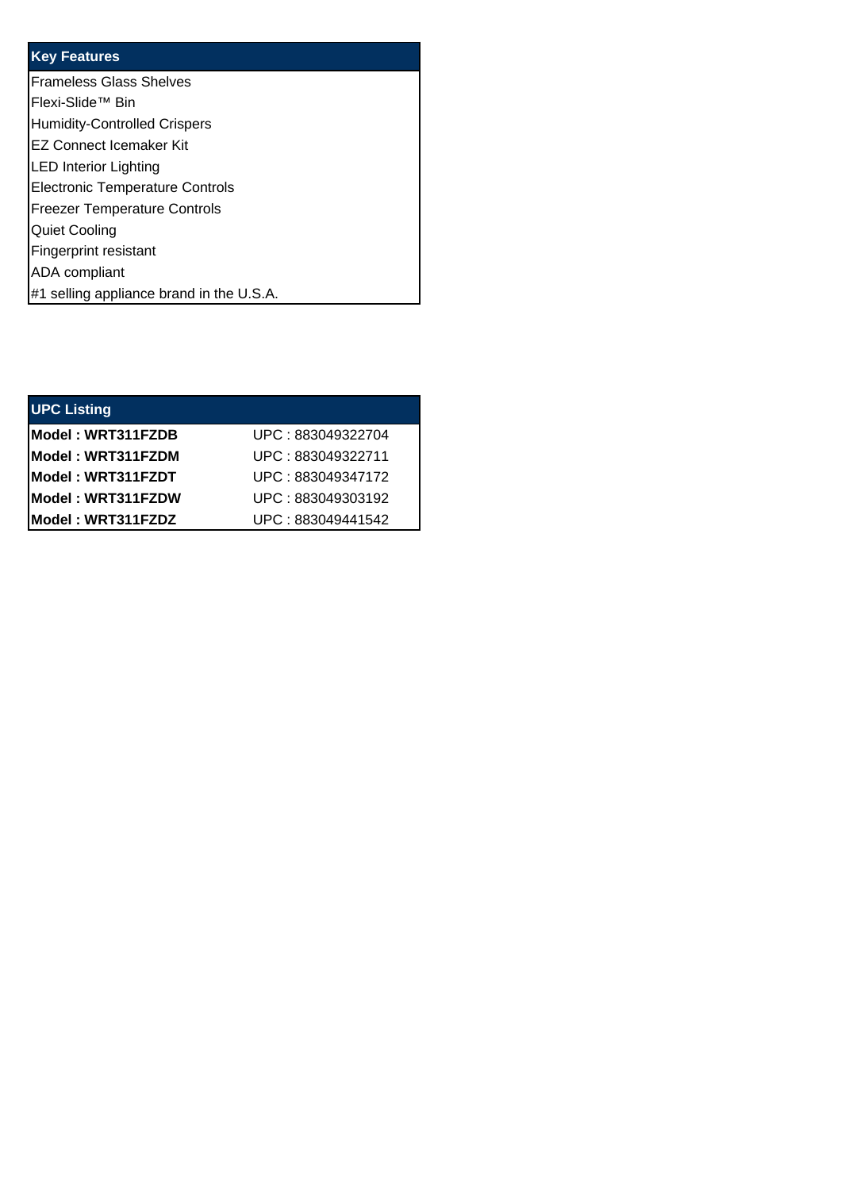| Key Features |
|---|
| Frameless Glass Shelves |
| Flexi-Slide™ Bin |
| Humidity-Controlled Crispers |
| EZ Connect Icemaker Kit |
| LED Interior Lighting |
| Electronic Temperature Controls |
| Freezer Temperature Controls |
| Quiet Cooling |
| Fingerprint resistant |
| ADA compliant |
| #1 selling appliance brand in the U.S.A. |

| UPC Listing | |
|---|---|
| **Model : WRT311FZDB** | UPC : 883049322704 |
| **Model : WRT311FZDM** | UPC : 883049322711 |
| **Model : WRT311FZDT** | UPC : 883049347172 |
| **Model : WRT311FZDW** | UPC : 883049303192 |
| **Model : WRT311FZDZ** | UPC : 883049441542 |